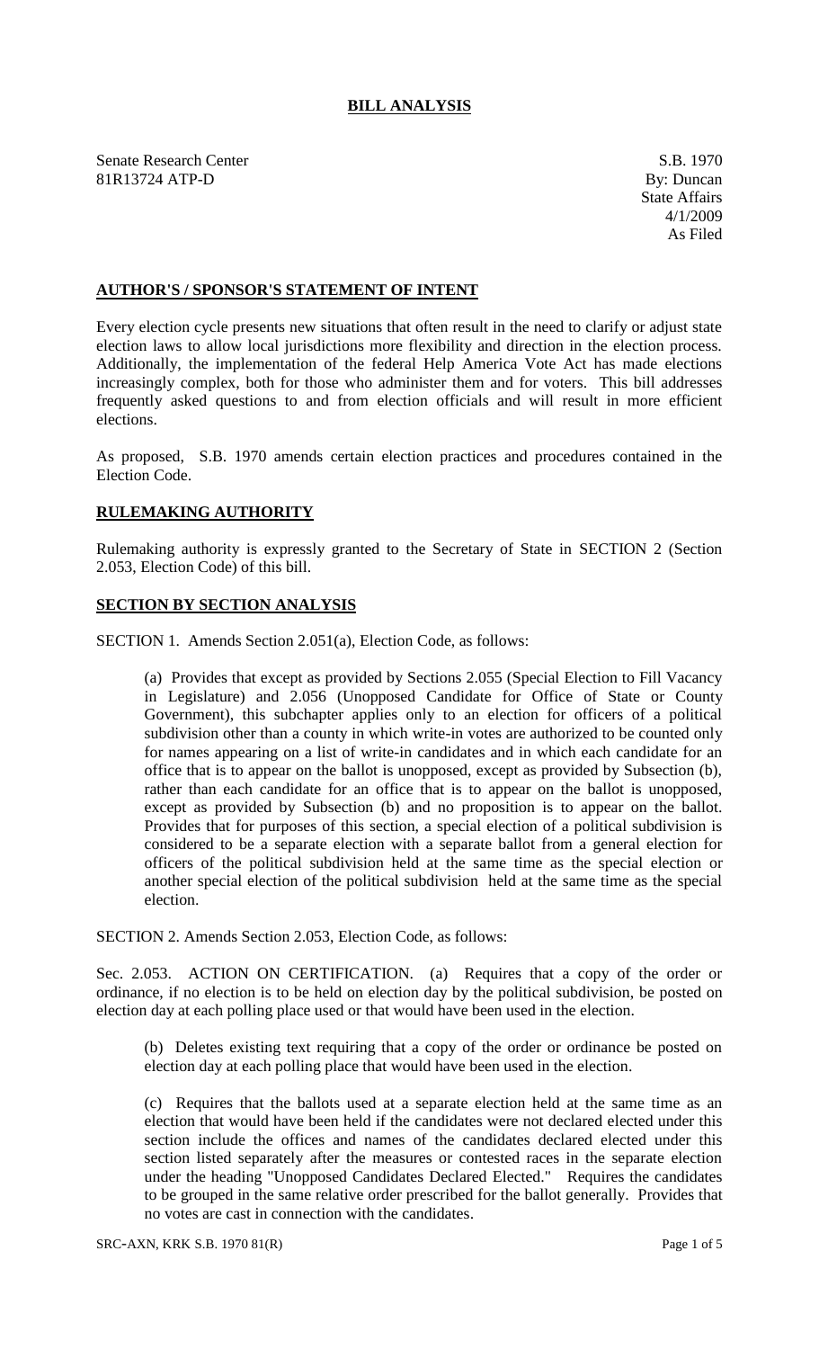# BILL ANALYSIS

Senate Research Center
81R13724 ATP-D

S.B. 1970
By: Duncan
State Affairs
4/1/2009
As Filed

## AUTHOR'S / SPONSOR'S STATEMENT OF INTENT

Every election cycle presents new situations that often result in the need to clarify or adjust state election laws to allow local jurisdictions more flexibility and direction in the election process. Additionally, the implementation of the federal Help America Vote Act has made elections increasingly complex, both for those who administer them and for voters. This bill addresses frequently asked questions to and from election officials and will result in more efficient elections.

As proposed, S.B. 1970 amends certain election practices and procedures contained in the Election Code.

## RULEMAKING AUTHORITY

Rulemaking authority is expressly granted to the Secretary of State in SECTION 2 (Section 2.053, Election Code) of this bill.

## SECTION BY SECTION ANALYSIS

SECTION 1. Amends Section 2.051(a), Election Code, as follows:

(a) Provides that except as provided by Sections 2.055 (Special Election to Fill Vacancy in Legislature) and 2.056 (Unopposed Candidate for Office of State or County Government), this subchapter applies only to an election for officers of a political subdivision other than a county in which write-in votes are authorized to be counted only for names appearing on a list of write-in candidates and in which each candidate for an office that is to appear on the ballot is unopposed, except as provided by Subsection (b), rather than each candidate for an office that is to appear on the ballot is unopposed, except as provided by Subsection (b) and no proposition is to appear on the ballot. Provides that for purposes of this section, a special election of a political subdivision is considered to be a separate election with a separate ballot from a general election for officers of the political subdivision held at the same time as the special election or another special election of the political subdivision held at the same time as the special election.

SECTION 2. Amends Section 2.053, Election Code, as follows:

Sec. 2.053. ACTION ON CERTIFICATION. (a) Requires that a copy of the order or ordinance, if no election is to be held on election day by the political subdivision, be posted on election day at each polling place used or that would have been used in the election.

(b) Deletes existing text requiring that a copy of the order or ordinance be posted on election day at each polling place that would have been used in the election.

(c) Requires that the ballots used at a separate election held at the same time as an election that would have been held if the candidates were not declared elected under this section include the offices and names of the candidates declared elected under this section listed separately after the measures or contested races in the separate election under the heading "Unopposed Candidates Declared Elected." Requires the candidates to be grouped in the same relative order prescribed for the ballot generally. Provides that no votes are cast in connection with the candidates.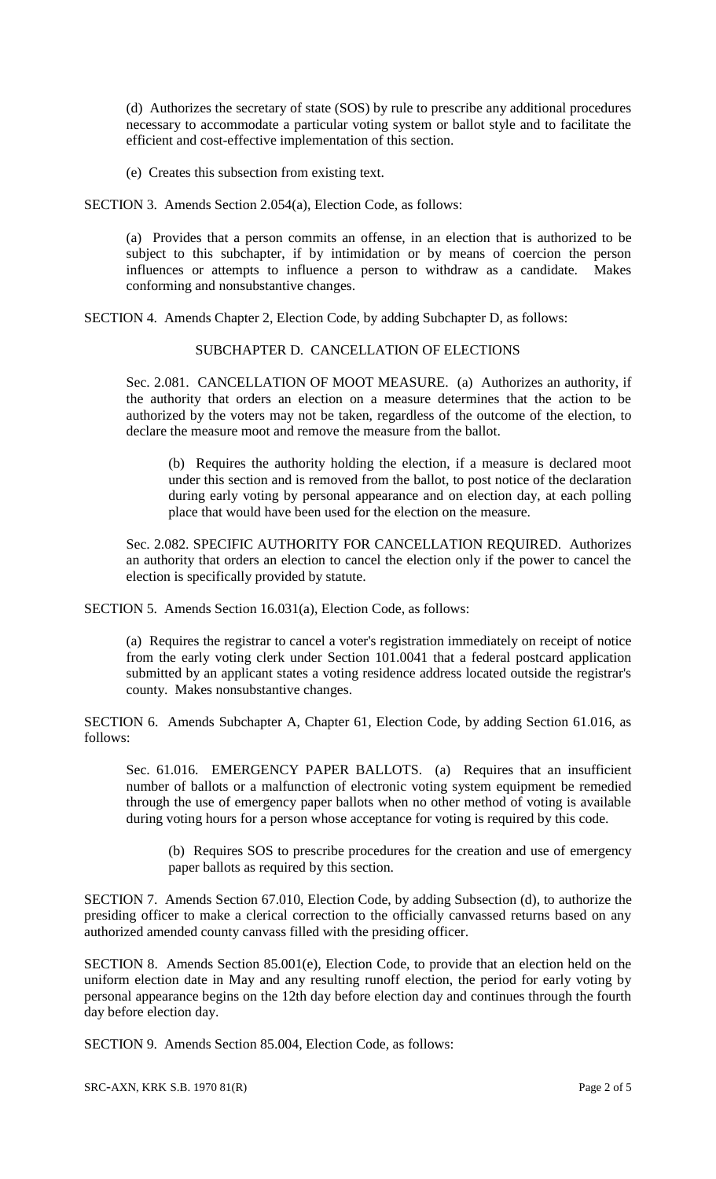(d) Authorizes the secretary of state (SOS) by rule to prescribe any additional procedures necessary to accommodate a particular voting system or ballot style and to facilitate the efficient and cost-effective implementation of this section.

(e) Creates this subsection from existing text.

SECTION 3. Amends Section 2.054(a), Election Code, as follows:

(a) Provides that a person commits an offense, in an election that is authorized to be subject to this subchapter, if by intimidation or by means of coercion the person influences or attempts to influence a person to withdraw as a candidate. Makes conforming and nonsubstantive changes.

SECTION 4. Amends Chapter 2, Election Code, by adding Subchapter D, as follows:

SUBCHAPTER D. CANCELLATION OF ELECTIONS

Sec. 2.081. CANCELLATION OF MOOT MEASURE. (a) Authorizes an authority, if the authority that orders an election on a measure determines that the action to be authorized by the voters may not be taken, regardless of the outcome of the election, to declare the measure moot and remove the measure from the ballot.

(b) Requires the authority holding the election, if a measure is declared moot under this section and is removed from the ballot, to post notice of the declaration during early voting by personal appearance and on election day, at each polling place that would have been used for the election on the measure.

Sec. 2.082. SPECIFIC AUTHORITY FOR CANCELLATION REQUIRED. Authorizes an authority that orders an election to cancel the election only if the power to cancel the election is specifically provided by statute.

SECTION 5. Amends Section 16.031(a), Election Code, as follows:

(a) Requires the registrar to cancel a voter's registration immediately on receipt of notice from the early voting clerk under Section 101.0041 that a federal postcard application submitted by an applicant states a voting residence address located outside the registrar's county. Makes nonsubstantive changes.

SECTION 6. Amends Subchapter A, Chapter 61, Election Code, by adding Section 61.016, as follows:

Sec. 61.016. EMERGENCY PAPER BALLOTS. (a) Requires that an insufficient number of ballots or a malfunction of electronic voting system equipment be remedied through the use of emergency paper ballots when no other method of voting is available during voting hours for a person whose acceptance for voting is required by this code.

(b) Requires SOS to prescribe procedures for the creation and use of emergency paper ballots as required by this section.

SECTION 7. Amends Section 67.010, Election Code, by adding Subsection (d), to authorize the presiding officer to make a clerical correction to the officially canvassed returns based on any authorized amended county canvass filled with the presiding officer.

SECTION 8. Amends Section 85.001(e), Election Code, to provide that an election held on the uniform election date in May and any resulting runoff election, the period for early voting by personal appearance begins on the 12th day before election day and continues through the fourth day before election day.

SECTION 9. Amends Section 85.004, Election Code, as follows: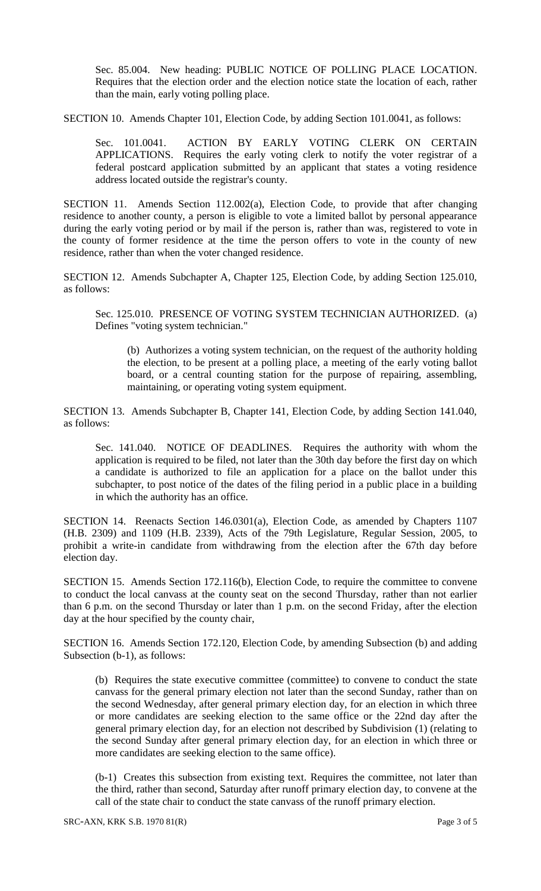Sec. 85.004. New heading: PUBLIC NOTICE OF POLLING PLACE LOCATION. Requires that the election order and the election notice state the location of each, rather than the main, early voting polling place.

SECTION 10. Amends Chapter 101, Election Code, by adding Section 101.0041, as follows:

Sec. 101.0041. ACTION BY EARLY VOTING CLERK ON CERTAIN APPLICATIONS. Requires the early voting clerk to notify the voter registrar of a federal postcard application submitted by an applicant that states a voting residence address located outside the registrar's county.

SECTION 11. Amends Section 112.002(a), Election Code, to provide that after changing residence to another county, a person is eligible to vote a limited ballot by personal appearance during the early voting period or by mail if the person is, rather than was, registered to vote in the county of former residence at the time the person offers to vote in the county of new residence, rather than when the voter changed residence.

SECTION 12. Amends Subchapter A, Chapter 125, Election Code, by adding Section 125.010, as follows:

Sec. 125.010. PRESENCE OF VOTING SYSTEM TECHNICIAN AUTHORIZED. (a) Defines "voting system technician."

(b) Authorizes a voting system technician, on the request of the authority holding the election, to be present at a polling place, a meeting of the early voting ballot board, or a central counting station for the purpose of repairing, assembling, maintaining, or operating voting system equipment.

SECTION 13. Amends Subchapter B, Chapter 141, Election Code, by adding Section 141.040, as follows:

Sec. 141.040. NOTICE OF DEADLINES. Requires the authority with whom the application is required to be filed, not later than the 30th day before the first day on which a candidate is authorized to file an application for a place on the ballot under this subchapter, to post notice of the dates of the filing period in a public place in a building in which the authority has an office.

SECTION 14. Reenacts Section 146.0301(a), Election Code, as amended by Chapters 1107 (H.B. 2309) and 1109 (H.B. 2339), Acts of the 79th Legislature, Regular Session, 2005, to prohibit a write-in candidate from withdrawing from the election after the 67th day before election day.

SECTION 15. Amends Section 172.116(b), Election Code, to require the committee to convene to conduct the local canvass at the county seat on the second Thursday, rather than not earlier than 6 p.m. on the second Thursday or later than 1 p.m. on the second Friday, after the election day at the hour specified by the county chair,

SECTION 16. Amends Section 172.120, Election Code, by amending Subsection (b) and adding Subsection (b-1), as follows:

(b) Requires the state executive committee (committee) to convene to conduct the state canvass for the general primary election not later than the second Sunday, rather than on the second Wednesday, after general primary election day, for an election in which three or more candidates are seeking election to the same office or the 22nd day after the general primary election day, for an election not described by Subdivision (1) (relating to the second Sunday after general primary election day, for an election in which three or more candidates are seeking election to the same office).

(b-1) Creates this subsection from existing text. Requires the committee, not later than the third, rather than second, Saturday after runoff primary election day, to convene at the call of the state chair to conduct the state canvass of the runoff primary election.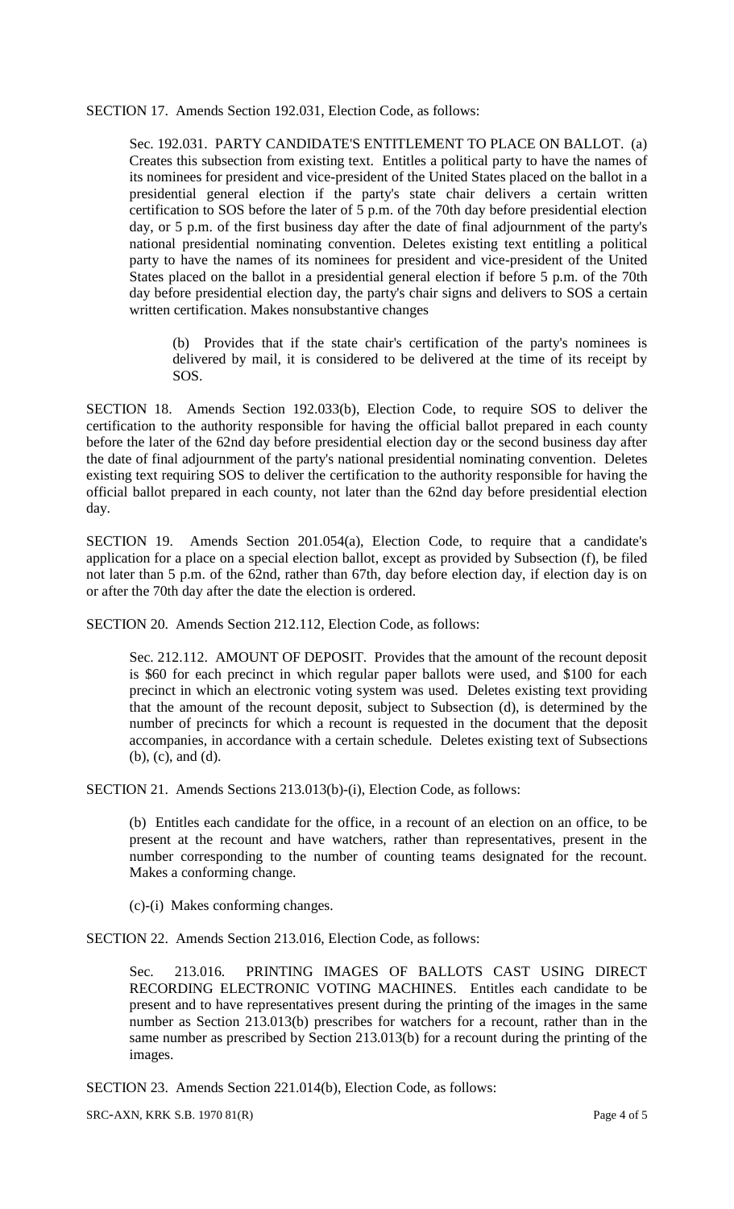SECTION 17. Amends Section 192.031, Election Code, as follows:

Sec. 192.031. PARTY CANDIDATE'S ENTITLEMENT TO PLACE ON BALLOT. (a) Creates this subsection from existing text. Entitles a political party to have the names of its nominees for president and vice-president of the United States placed on the ballot in a presidential general election if the party's state chair delivers a certain written certification to SOS before the later of 5 p.m. of the 70th day before presidential election day, or 5 p.m. of the first business day after the date of final adjournment of the party's national presidential nominating convention. Deletes existing text entitling a political party to have the names of its nominees for president and vice-president of the United States placed on the ballot in a presidential general election if before 5 p.m. of the 70th day before presidential election day, the party's chair signs and delivers to SOS a certain written certification. Makes nonsubstantive changes

(b) Provides that if the state chair's certification of the party's nominees is delivered by mail, it is considered to be delivered at the time of its receipt by SOS.

SECTION 18. Amends Section 192.033(b), Election Code, to require SOS to deliver the certification to the authority responsible for having the official ballot prepared in each county before the later of the 62nd day before presidential election day or the second business day after the date of final adjournment of the party's national presidential nominating convention. Deletes existing text requiring SOS to deliver the certification to the authority responsible for having the official ballot prepared in each county, not later than the 62nd day before presidential election day.

SECTION 19. Amends Section 201.054(a), Election Code, to require that a candidate's application for a place on a special election ballot, except as provided by Subsection (f), be filed not later than 5 p.m. of the 62nd, rather than 67th, day before election day, if election day is on or after the 70th day after the date the election is ordered.

SECTION 20. Amends Section 212.112, Election Code, as follows:

Sec. 212.112. AMOUNT OF DEPOSIT. Provides that the amount of the recount deposit is $60 for each precinct in which regular paper ballots were used, and $100 for each precinct in which an electronic voting system was used. Deletes existing text providing that the amount of the recount deposit, subject to Subsection (d), is determined by the number of precincts for which a recount is requested in the document that the deposit accompanies, in accordance with a certain schedule. Deletes existing text of Subsections (b), (c), and (d).

SECTION 21. Amends Sections 213.013(b)-(i), Election Code, as follows:

(b) Entitles each candidate for the office, in a recount of an election on an office, to be present at the recount and have watchers, rather than representatives, present in the number corresponding to the number of counting teams designated for the recount. Makes a conforming change.

(c)-(i) Makes conforming changes.

SECTION 22. Amends Section 213.016, Election Code, as follows:

Sec. 213.016. PRINTING IMAGES OF BALLOTS CAST USING DIRECT RECORDING ELECTRONIC VOTING MACHINES. Entitles each candidate to be present and to have representatives present during the printing of the images in the same number as Section 213.013(b) prescribes for watchers for a recount, rather than in the same number as prescribed by Section 213.013(b) for a recount during the printing of the images.

SECTION 23. Amends Section 221.014(b), Election Code, as follows: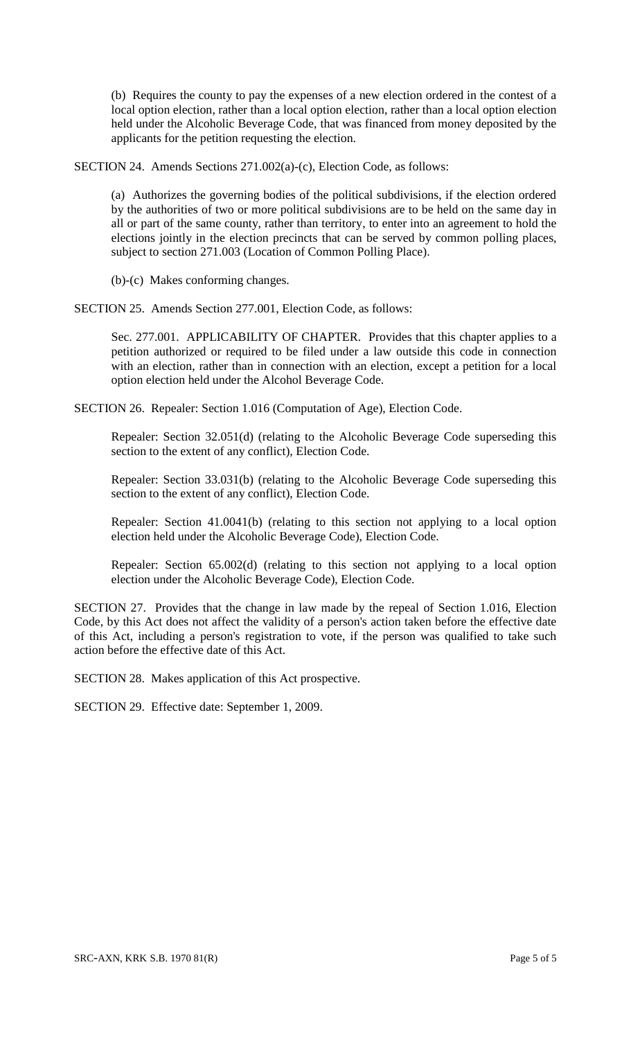(b) Requires the county to pay the expenses of a new election ordered in the contest of a local option election, rather than a local option election, rather than a local option election held under the Alcoholic Beverage Code, that was financed from money deposited by the applicants for the petition requesting the election.

SECTION 24. Amends Sections 271.002(a)-(c), Election Code, as follows:

(a) Authorizes the governing bodies of the political subdivisions, if the election ordered by the authorities of two or more political subdivisions are to be held on the same day in all or part of the same county, rather than territory, to enter into an agreement to hold the elections jointly in the election precincts that can be served by common polling places, subject to section 271.003 (Location of Common Polling Place).

(b)-(c) Makes conforming changes.

SECTION 25. Amends Section 277.001, Election Code, as follows:

Sec. 277.001. APPLICABILITY OF CHAPTER. Provides that this chapter applies to a petition authorized or required to be filed under a law outside this code in connection with an election, rather than in connection with an election, except a petition for a local option election held under the Alcohol Beverage Code.

SECTION 26. Repealer: Section 1.016 (Computation of Age), Election Code.

Repealer: Section 32.051(d) (relating to the Alcoholic Beverage Code superseding this section to the extent of any conflict), Election Code.

Repealer: Section 33.031(b) (relating to the Alcoholic Beverage Code superseding this section to the extent of any conflict), Election Code.

Repealer: Section 41.0041(b) (relating to this section not applying to a local option election held under the Alcoholic Beverage Code), Election Code.

Repealer: Section 65.002(d) (relating to this section not applying to a local option election under the Alcoholic Beverage Code), Election Code.

SECTION 27. Provides that the change in law made by the repeal of Section 1.016, Election Code, by this Act does not affect the validity of a person's action taken before the effective date of this Act, including a person's registration to vote, if the person was qualified to take such action before the effective date of this Act.

SECTION 28. Makes application of this Act prospective.

SECTION 29. Effective date: September 1, 2009.